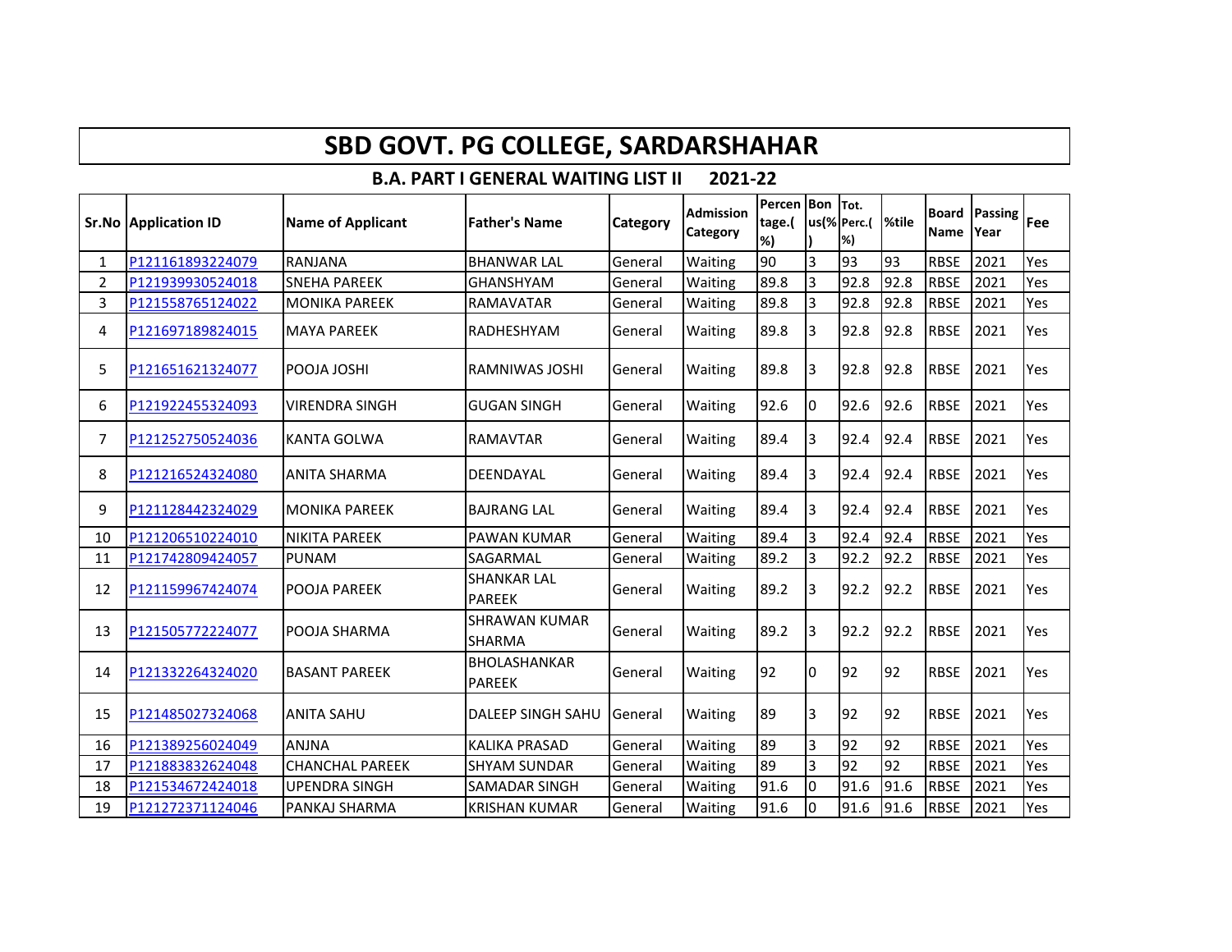# SBD GOVT. PG COLLEGE, SARDARSHAHAR

## B.A. PART I GENERAL WAITING LIST II 2021-22

| Sr.No | Application ID | Name of Applicant | Father's Name | Category | Admission Category | Percentage.(%) | Bonus(%) | Tot. Perc.(%) | %tile | Board Name | Passing Year | Fee |
|---|---|---|---|---|---|---|---|---|---|---|---|---|
| 1 | P121161893224079 | RANJANA | BHANWAR LAL | General | Waiting | 90 | 3 | 93 | 93 | RBSE | 2021 | Yes |
| 2 | P121939930524018 | SNEHA PAREEK | GHANSHYAM | General | Waiting | 89.8 | 3 | 92.8 | 92.8 | RBSE | 2021 | Yes |
| 3 | P121558765124022 | MONIKA PAREEK | RAMAVATAR | General | Waiting | 89.8 | 3 | 92.8 | 92.8 | RBSE | 2021 | Yes |
| 4 | P121697189824015 | MAYA PAREEK | RADHESHYAM | General | Waiting | 89.8 | 3 | 92.8 | 92.8 | RBSE | 2021 | Yes |
| 5 | P121651621324077 | POOJA JOSHI | RAMNIWAS JOSHI | General | Waiting | 89.8 | 3 | 92.8 | 92.8 | RBSE | 2021 | Yes |
| 6 | P121922455324093 | VIRENDRA SINGH | GUGAN SINGH | General | Waiting | 92.6 | 0 | 92.6 | 92.6 | RBSE | 2021 | Yes |
| 7 | P121252750524036 | KANTA GOLWA | RAMAVTAR | General | Waiting | 89.4 | 3 | 92.4 | 92.4 | RBSE | 2021 | Yes |
| 8 | P121216524324080 | ANITA SHARMA | DEENDAYAL | General | Waiting | 89.4 | 3 | 92.4 | 92.4 | RBSE | 2021 | Yes |
| 9 | P121128442324029 | MONIKA PAREEK | BAJRANG LAL | General | Waiting | 89.4 | 3 | 92.4 | 92.4 | RBSE | 2021 | Yes |
| 10 | P121206510224010 | NIKITA PAREEK | PAWAN KUMAR | General | Waiting | 89.4 | 3 | 92.4 | 92.4 | RBSE | 2021 | Yes |
| 11 | P121742809424057 | PUNAM | SAGARMAL | General | Waiting | 89.2 | 3 | 92.2 | 92.2 | RBSE | 2021 | Yes |
| 12 | P121159967424074 | POOJA PAREEK | SHANKAR LAL PAREEK | General | Waiting | 89.2 | 3 | 92.2 | 92.2 | RBSE | 2021 | Yes |
| 13 | P121505772224077 | POOJA SHARMA | SHRAWAN KUMAR SHARMA | General | Waiting | 89.2 | 3 | 92.2 | 92.2 | RBSE | 2021 | Yes |
| 14 | P121332264324020 | BASANT PAREEK | BHOLASHANKAR PAREEK | General | Waiting | 92 | 0 | 92 | 92 | RBSE | 2021 | Yes |
| 15 | P121485027324068 | ANITA SAHU | DALEEP SINGH SAHU | General | Waiting | 89 | 3 | 92 | 92 | RBSE | 2021 | Yes |
| 16 | P121389256024049 | ANJNA | KALIKA PRASAD | General | Waiting | 89 | 3 | 92 | 92 | RBSE | 2021 | Yes |
| 17 | P121883832624048 | CHANCHAL PAREEK | SHYAM SUNDAR | General | Waiting | 89 | 3 | 92 | 92 | RBSE | 2021 | Yes |
| 18 | P121534672424018 | UPENDRA SINGH | SAMADAR SINGH | General | Waiting | 91.6 | 0 | 91.6 | 91.6 | RBSE | 2021 | Yes |
| 19 | P121272371124046 | PANKAJ SHARMA | KRISHAN KUMAR | General | Waiting | 91.6 | 0 | 91.6 | 91.6 | RBSE | 2021 | Yes |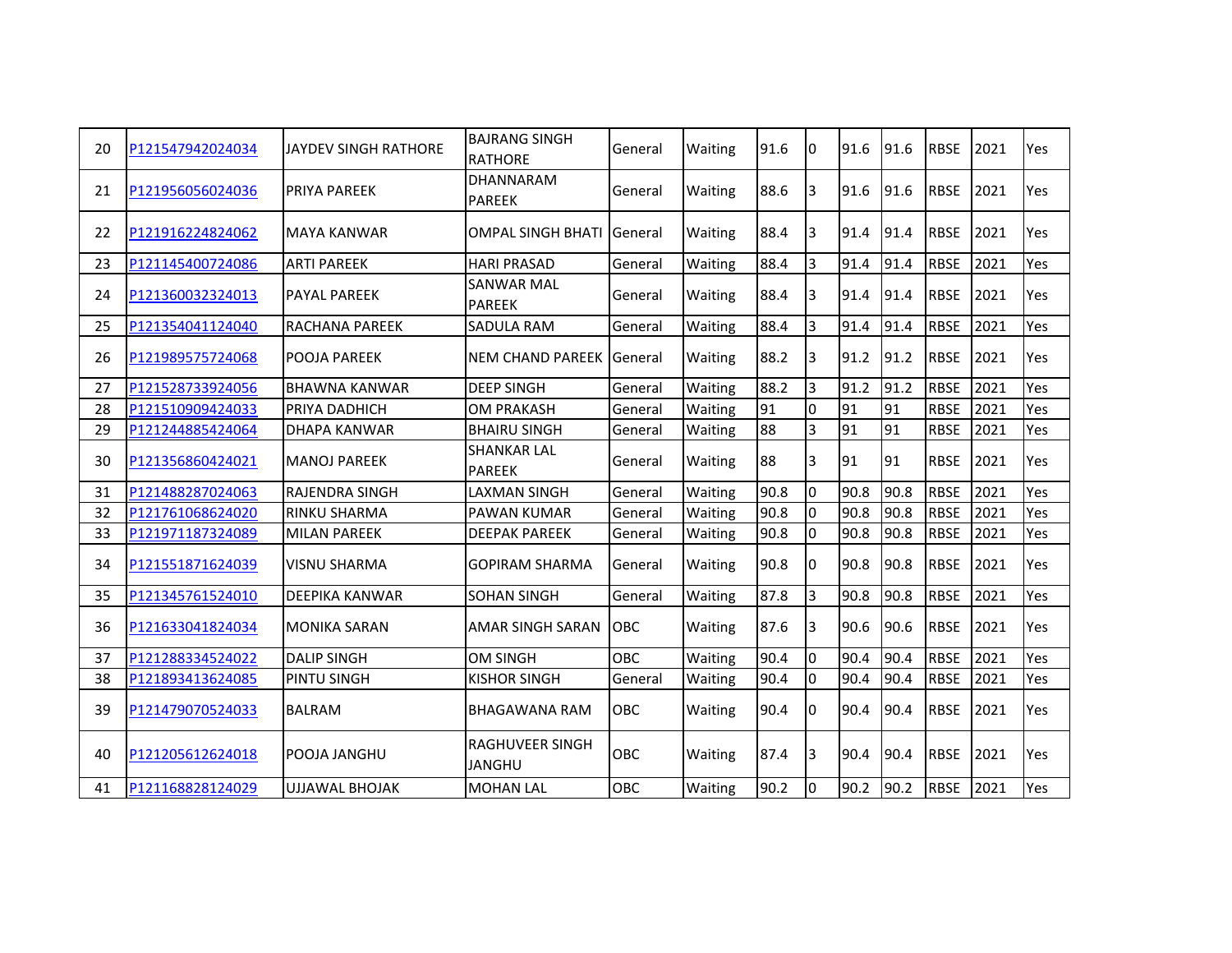| 20 | P121547942024034 | JAYDEV SINGH RATHORE | BAJRANG SINGH RATHORE | General | Waiting | 91.6 | 0 | 91.6 | 91.6 | RBSE | 2021 | Yes |
|---|---|---|---|---|---|---|---|---|---|---|---|---|
| 21 | P121956056024036 | PRIYA PAREEK | DHANNARAM PAREEK | General | Waiting | 88.6 | 3 | 91.6 | 91.6 | RBSE | 2021 | Yes |
| 22 | P121916224824062 | MAYA KANWAR | OMPAL SINGH BHATI | General | Waiting | 88.4 | 3 | 91.4 | 91.4 | RBSE | 2021 | Yes |
| 23 | P121145400724086 | ARTI PAREEK | HARI PRASAD | General | Waiting | 88.4 | 3 | 91.4 | 91.4 | RBSE | 2021 | Yes |
| 24 | P121360032324013 | PAYAL PAREEK | SANWAR MAL PAREEK | General | Waiting | 88.4 | 3 | 91.4 | 91.4 | RBSE | 2021 | Yes |
| 25 | P121354041124040 | RACHANA PAREEK | SADULA RAM | General | Waiting | 88.4 | 3 | 91.4 | 91.4 | RBSE | 2021 | Yes |
| 26 | P121989575724068 | POOJA PAREEK | NEM CHAND PAREEK | General | Waiting | 88.2 | 3 | 91.2 | 91.2 | RBSE | 2021 | Yes |
| 27 | P121528733924056 | BHAWNA KANWAR | DEEP SINGH | General | Waiting | 88.2 | 3 | 91.2 | 91.2 | RBSE | 2021 | Yes |
| 28 | P121510909424033 | PRIYA DADHICH | OM PRAKASH | General | Waiting | 91 | 0 | 91 | 91 | RBSE | 2021 | Yes |
| 29 | P121244885424064 | DHAPA KANWAR | BHAIRU SINGH | General | Waiting | 88 | 3 | 91 | 91 | RBSE | 2021 | Yes |
| 30 | P121356860424021 | MANOJ PAREEK | SHANKAR LAL PAREEK | General | Waiting | 88 | 3 | 91 | 91 | RBSE | 2021 | Yes |
| 31 | P121488287024063 | RAJENDRA SINGH | LAXMAN SINGH | General | Waiting | 90.8 | 0 | 90.8 | 90.8 | RBSE | 2021 | Yes |
| 32 | P121761068624020 | RINKU SHARMA | PAWAN KUMAR | General | Waiting | 90.8 | 0 | 90.8 | 90.8 | RBSE | 2021 | Yes |
| 33 | P121971187324089 | MILAN PAREEK | DEEPAK PAREEK | General | Waiting | 90.8 | 0 | 90.8 | 90.8 | RBSE | 2021 | Yes |
| 34 | P121551871624039 | VISNU SHARMA | GOPIRAM SHARMA | General | Waiting | 90.8 | 0 | 90.8 | 90.8 | RBSE | 2021 | Yes |
| 35 | P121345761524010 | DEEPIKA KANWAR | SOHAN SINGH | General | Waiting | 87.8 | 3 | 90.8 | 90.8 | RBSE | 2021 | Yes |
| 36 | P121633041824034 | MONIKA SARAN | AMAR SINGH SARAN | OBC | Waiting | 87.6 | 3 | 90.6 | 90.6 | RBSE | 2021 | Yes |
| 37 | P121288334524022 | DALIP SINGH | OM SINGH | OBC | Waiting | 90.4 | 0 | 90.4 | 90.4 | RBSE | 2021 | Yes |
| 38 | P121893413624085 | PINTU SINGH | KISHOR SINGH | General | Waiting | 90.4 | 0 | 90.4 | 90.4 | RBSE | 2021 | Yes |
| 39 | P121479070524033 | BALRAM | BHAGAWANA RAM | OBC | Waiting | 90.4 | 0 | 90.4 | 90.4 | RBSE | 2021 | Yes |
| 40 | P121205612624018 | POOJA JANGHU | RAGHUVEER SINGH JANGHU | OBC | Waiting | 87.4 | 3 | 90.4 | 90.4 | RBSE | 2021 | Yes |
| 41 | P121168828124029 | UJJAWAL BHOJAK | MOHAN LAL | OBC | Waiting | 90.2 | 0 | 90.2 | 90.2 | RBSE | 2021 | Yes |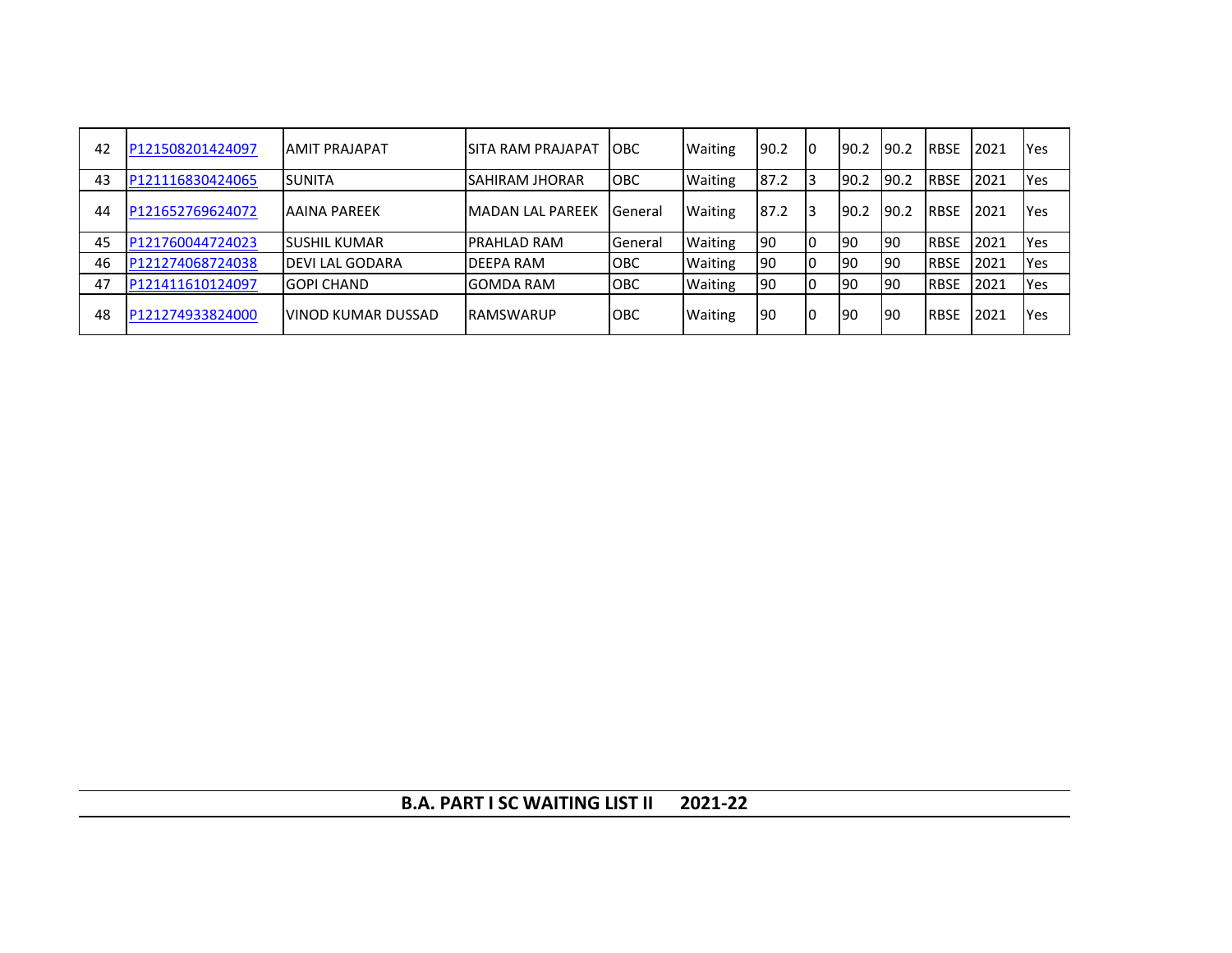| | | | | | | | | | | | | |
|---|---|---|---|---|---|---|---|---|---|---|---|---|
| 42 | P121508201424097 | AMIT PRAJAPAT | SITA RAM PRAJAPAT | OBC | Waiting | 90.2 | 0 | 90.2 | 90.2 | RBSE | 2021 | Yes |
| 43 | P121116830424065 | SUNITA | SAHIRAM JHORAR | OBC | Waiting | 87.2 | 3 | 90.2 | 90.2 | RBSE | 2021 | Yes |
| 44 | P121652769624072 | AAINA PAREEK | MADAN LAL PAREEK | General | Waiting | 87.2 | 3 | 90.2 | 90.2 | RBSE | 2021 | Yes |
| 45 | P121760044724023 | SUSHIL KUMAR | PRAHLAD RAM | General | Waiting | 90 | 0 | 90 | 90 | RBSE | 2021 | Yes |
| 46 | P121274068724038 | DEVI LAL GODARA | DEEPA RAM | OBC | Waiting | 90 | 0 | 90 | 90 | RBSE | 2021 | Yes |
| 47 | P121411610124097 | GOPI CHAND | GOMDA RAM | OBC | Waiting | 90 | 0 | 90 | 90 | RBSE | 2021 | Yes |
| 48 | P121274933824000 | VINOD KUMAR DUSSAD | RAMSWARUP | OBC | Waiting | 90 | 0 | 90 | 90 | RBSE | 2021 | Yes |

## B.A. PART I SC WAITING LIST II 2021-22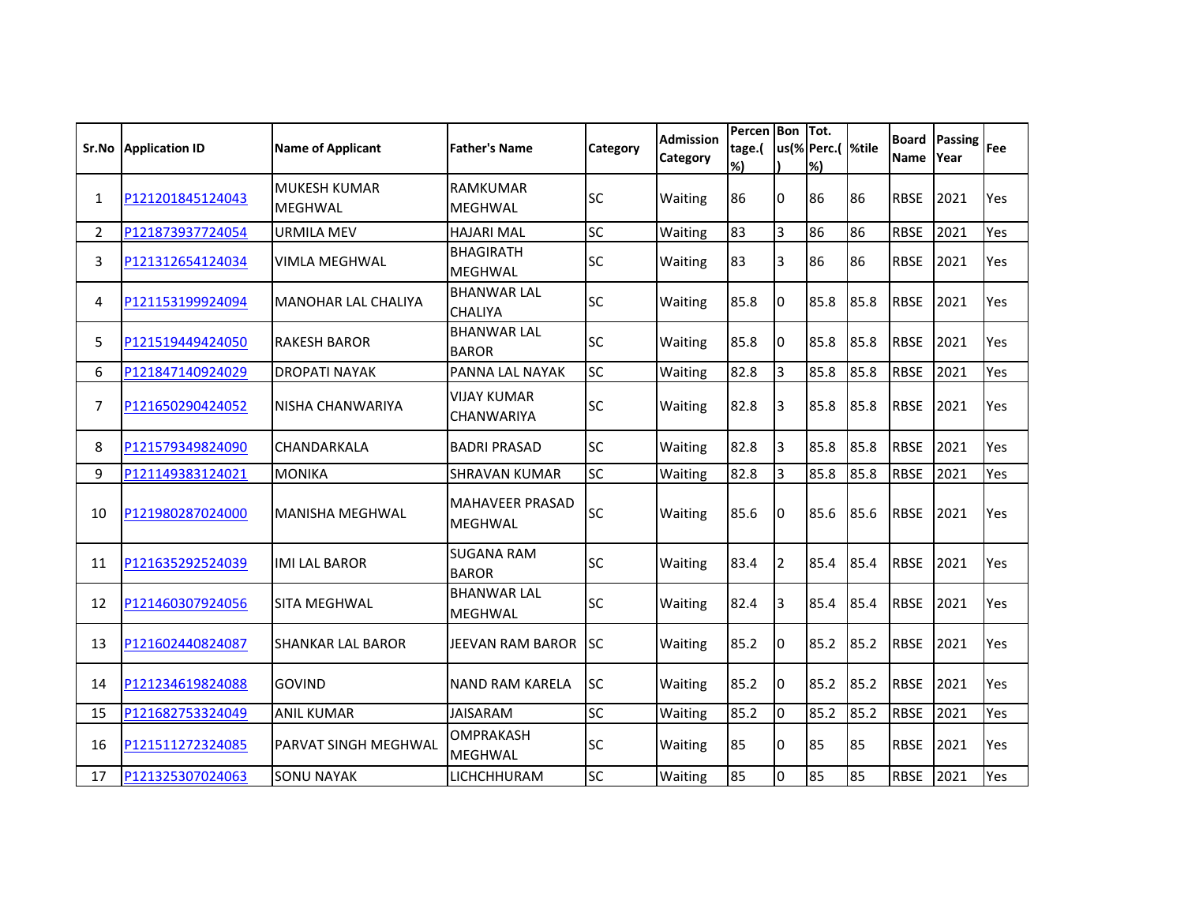| Sr.No | Application ID | Name of Applicant | Father's Name | Category | Admission Category | Percentage.(%) | Bonus(%) | Tot. Perc.(%) | %tile | Board Name | Passing Year | Fee |
|---|---|---|---|---|---|---|---|---|---|---|---|---|
| 1 | P121201845124043 | MUKESH KUMAR MEGHWAL | RAMKUMAR MEGHWAL | SC | Waiting | 86 | 0 | 86 | 86 | RBSE | 2021 | Yes |
| 2 | P121873937724054 | URMILA MEV | HAJARI MAL | SC | Waiting | 83 | 3 | 86 | 86 | RBSE | 2021 | Yes |
| 3 | P121312654124034 | VIMLA MEGHWAL | BHAGIRATH MEGHWAL | SC | Waiting | 83 | 3 | 86 | 86 | RBSE | 2021 | Yes |
| 4 | P121153199924094 | MANOHAR LAL CHALIYA | BHANWAR LAL CHALIYA | SC | Waiting | 85.8 | 0 | 85.8 | 85.8 | RBSE | 2021 | Yes |
| 5 | P121519449424050 | RAKESH BAROR | BHANWAR LAL BAROR | SC | Waiting | 85.8 | 0 | 85.8 | 85.8 | RBSE | 2021 | Yes |
| 6 | P121847140924029 | DROPATI NAYAK | PANNA LAL NAYAK | SC | Waiting | 82.8 | 3 | 85.8 | 85.8 | RBSE | 2021 | Yes |
| 7 | P121650290424052 | NISHA CHANWARIYA | VIJAY KUMAR CHANWARIYA | SC | Waiting | 82.8 | 3 | 85.8 | 85.8 | RBSE | 2021 | Yes |
| 8 | P121579349824090 | CHANDARKALA | BADRI PRASAD | SC | Waiting | 82.8 | 3 | 85.8 | 85.8 | RBSE | 2021 | Yes |
| 9 | P121149383124021 | MONIKA | SHRAVAN KUMAR | SC | Waiting | 82.8 | 3 | 85.8 | 85.8 | RBSE | 2021 | Yes |
| 10 | P121980287024000 | MANISHA MEGHWAL | MAHAVEER PRASAD MEGHWAL | SC | Waiting | 85.6 | 0 | 85.6 | 85.6 | RBSE | 2021 | Yes |
| 11 | P121635292524039 | IMI LAL BAROR | SUGANA RAM BAROR | SC | Waiting | 83.4 | 2 | 85.4 | 85.4 | RBSE | 2021 | Yes |
| 12 | P121460307924056 | SITA MEGHWAL | BHANWAR LAL MEGHWAL | SC | Waiting | 82.4 | 3 | 85.4 | 85.4 | RBSE | 2021 | Yes |
| 13 | P121602440824087 | SHANKAR LAL BAROR | JEEVAN RAM BAROR | SC | Waiting | 85.2 | 0 | 85.2 | 85.2 | RBSE | 2021 | Yes |
| 14 | P121234619824088 | GOVIND | NAND RAM KARELA | SC | Waiting | 85.2 | 0 | 85.2 | 85.2 | RBSE | 2021 | Yes |
| 15 | P121682753324049 | ANIL KUMAR | JAISARAM | SC | Waiting | 85.2 | 0 | 85.2 | 85.2 | RBSE | 2021 | Yes |
| 16 | P121511272324085 | PARVAT SINGH MEGHWAL | OMPRAKASH MEGHWAL | SC | Waiting | 85 | 0 | 85 | 85 | RBSE | 2021 | Yes |
| 17 | P121325307024063 | SONU NAYAK | LICHCHHURAM | SC | Waiting | 85 | 0 | 85 | 85 | RBSE | 2021 | Yes |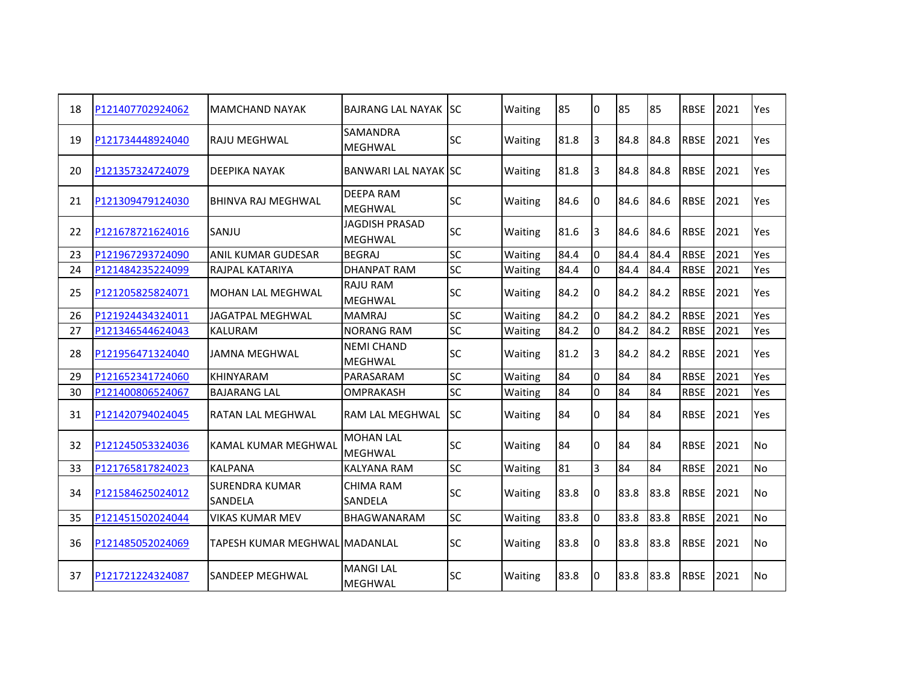| | | | | | | | | | | | | |
|---|---|---|---|---|---|---|---|---|---|---|---|---|
| 18 | P121407702924062 | MAMCHAND NAYAK | BAJRANG LAL NAYAK | SC | Waiting | 85 | 0 | 85 | 85 | RBSE | 2021 | Yes |
| 19 | P121734448924040 | RAJU MEGHWAL | SAMANDRA MEGHWAL | SC | Waiting | 81.8 | 3 | 84.8 | 84.8 | RBSE | 2021 | Yes |
| 20 | P121357324724079 | DEEPIKA NAYAK | BANWARI LAL NAYAK | SC | Waiting | 81.8 | 3 | 84.8 | 84.8 | RBSE | 2021 | Yes |
| 21 | P121309479124030 | BHINVA RAJ MEGHWAL | DEEPA RAM MEGHWAL | SC | Waiting | 84.6 | 0 | 84.6 | 84.6 | RBSE | 2021 | Yes |
| 22 | P121678721624016 | SANJU | JAGDISH PRASAD MEGHWAL | SC | Waiting | 81.6 | 3 | 84.6 | 84.6 | RBSE | 2021 | Yes |
| 23 | P121967293724090 | ANIL KUMAR GUDESAR | BEGRAJ | SC | Waiting | 84.4 | 0 | 84.4 | 84.4 | RBSE | 2021 | Yes |
| 24 | P121484235224099 | RAJPAL KATARIYA | DHANPAT RAM | SC | Waiting | 84.4 | 0 | 84.4 | 84.4 | RBSE | 2021 | Yes |
| 25 | P121205825824071 | MOHAN LAL MEGHWAL | RAJU RAM MEGHWAL | SC | Waiting | 84.2 | 0 | 84.2 | 84.2 | RBSE | 2021 | Yes |
| 26 | P121924434324011 | JAGATPAL MEGHWAL | MAMRAJ | SC | Waiting | 84.2 | 0 | 84.2 | 84.2 | RBSE | 2021 | Yes |
| 27 | P121346544624043 | KALURAM | NORANG RAM | SC | Waiting | 84.2 | 0 | 84.2 | 84.2 | RBSE | 2021 | Yes |
| 28 | P121956471324040 | JAMNA MEGHWAL | NEMI CHAND MEGHWAL | SC | Waiting | 81.2 | 3 | 84.2 | 84.2 | RBSE | 2021 | Yes |
| 29 | P121652341724060 | KHINYARAM | PARASARAM | SC | Waiting | 84 | 0 | 84 | 84 | RBSE | 2021 | Yes |
| 30 | P121400806524067 | BAJARANG LAL | OMPRAKASH | SC | Waiting | 84 | 0 | 84 | 84 | RBSE | 2021 | Yes |
| 31 | P121420794024045 | RATAN LAL MEGHWAL | RAM LAL MEGHWAL | SC | Waiting | 84 | 0 | 84 | 84 | RBSE | 2021 | Yes |
| 32 | P121245053324036 | KAMAL KUMAR MEGHWAL | MOHAN LAL MEGHWAL | SC | Waiting | 84 | 0 | 84 | 84 | RBSE | 2021 | No |
| 33 | P121765817824023 | KALPANA | KALYANA RAM | SC | Waiting | 81 | 3 | 84 | 84 | RBSE | 2021 | No |
| 34 | P121584625024012 | SURENDRA KUMAR SANDELA | CHIMA RAM SANDELA | SC | Waiting | 83.8 | 0 | 83.8 | 83.8 | RBSE | 2021 | No |
| 35 | P121451502024044 | VIKAS KUMAR MEV | BHAGWANARAM | SC | Waiting | 83.8 | 0 | 83.8 | 83.8 | RBSE | 2021 | No |
| 36 | P121485052024069 | TAPESH KUMAR MEGHWAL | MADANLAL | SC | Waiting | 83.8 | 0 | 83.8 | 83.8 | RBSE | 2021 | No |
| 37 | P121721224324087 | SANDEEP MEGHWAL | MANGI LAL MEGHWAL | SC | Waiting | 83.8 | 0 | 83.8 | 83.8 | RBSE | 2021 | No |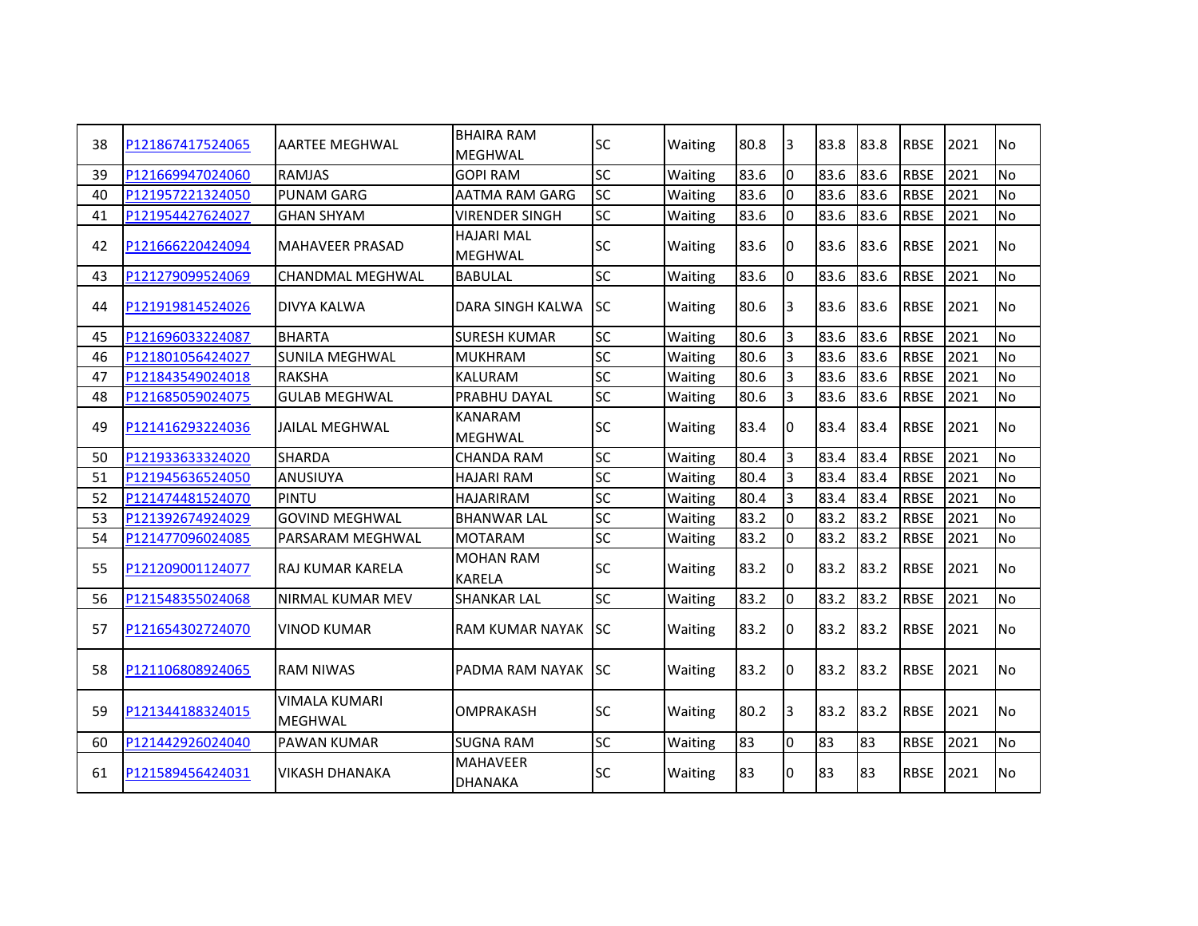| | | | | | | | | | | | | |
|---|---|---|---|---|---|---|---|---|---|---|---|---|
| 38 | P121867417524065 | AARTEE MEGHWAL | BHAIRA RAM MEGHWAL | SC | Waiting | 80.8 | 3 | 83.8 | 83.8 | RBSE | 2021 | No |
| 39 | P121669947024060 | RAMJAS | GOPI RAM | SC | Waiting | 83.6 | 0 | 83.6 | 83.6 | RBSE | 2021 | No |
| 40 | P121957221324050 | PUNAM GARG | AATMA RAM GARG | SC | Waiting | 83.6 | 0 | 83.6 | 83.6 | RBSE | 2021 | No |
| 41 | P121954427624027 | GHAN SHYAM | VIRENDER SINGH | SC | Waiting | 83.6 | 0 | 83.6 | 83.6 | RBSE | 2021 | No |
| 42 | P121666220424094 | MAHAVEER PRASAD | HAJARI MAL MEGHWAL | SC | Waiting | 83.6 | 0 | 83.6 | 83.6 | RBSE | 2021 | No |
| 43 | P121279099524069 | CHANDMAL MEGHWAL | BABULAL | SC | Waiting | 83.6 | 0 | 83.6 | 83.6 | RBSE | 2021 | No |
| 44 | P121919814524026 | DIVYA KALWA | DARA SINGH KALWA | SC | Waiting | 80.6 | 3 | 83.6 | 83.6 | RBSE | 2021 | No |
| 45 | P121696033224087 | BHARTA | SURESH KUMAR | SC | Waiting | 80.6 | 3 | 83.6 | 83.6 | RBSE | 2021 | No |
| 46 | P121801056424027 | SUNILA MEGHWAL | MUKHRAM | SC | Waiting | 80.6 | 3 | 83.6 | 83.6 | RBSE | 2021 | No |
| 47 | P121843549024018 | RAKSHA | KALURAM | SC | Waiting | 80.6 | 3 | 83.6 | 83.6 | RBSE | 2021 | No |
| 48 | P121685059024075 | GULAB MEGHWAL | PRABHU DAYAL | SC | Waiting | 80.6 | 3 | 83.6 | 83.6 | RBSE | 2021 | No |
| 49 | P121416293224036 | JAILAL MEGHWAL | KANARAM MEGHWAL | SC | Waiting | 83.4 | 0 | 83.4 | 83.4 | RBSE | 2021 | No |
| 50 | P121933633324020 | SHARDA | CHANDA RAM | SC | Waiting | 80.4 | 3 | 83.4 | 83.4 | RBSE | 2021 | No |
| 51 | P121945636524050 | ANUSIUYA | HAJARI RAM | SC | Waiting | 80.4 | 3 | 83.4 | 83.4 | RBSE | 2021 | No |
| 52 | P121474481524070 | PINTU | HAJARIRAM | SC | Waiting | 80.4 | 3 | 83.4 | 83.4 | RBSE | 2021 | No |
| 53 | P121392674924029 | GOVIND MEGHWAL | BHANWAR LAL | SC | Waiting | 83.2 | 0 | 83.2 | 83.2 | RBSE | 2021 | No |
| 54 | P121477096024085 | PARSARAM MEGHWAL | MOTARAM | SC | Waiting | 83.2 | 0 | 83.2 | 83.2 | RBSE | 2021 | No |
| 55 | P121209001124077 | RAJ KUMAR KARELA | MOHAN RAM KARELA | SC | Waiting | 83.2 | 0 | 83.2 | 83.2 | RBSE | 2021 | No |
| 56 | P121548355024068 | NIRMAL KUMAR MEV | SHANKAR LAL | SC | Waiting | 83.2 | 0 | 83.2 | 83.2 | RBSE | 2021 | No |
| 57 | P121654302724070 | VINOD KUMAR | RAM KUMAR NAYAK | SC | Waiting | 83.2 | 0 | 83.2 | 83.2 | RBSE | 2021 | No |
| 58 | P121106808924065 | RAM NIWAS | PADMA RAM NAYAK | SC | Waiting | 83.2 | 0 | 83.2 | 83.2 | RBSE | 2021 | No |
| 59 | P121344188324015 | VIMALA KUMARI MEGHWAL | OMPRAKASH | SC | Waiting | 80.2 | 3 | 83.2 | 83.2 | RBSE | 2021 | No |
| 60 | P121442926024040 | PAWAN KUMAR | SUGNA RAM | SC | Waiting | 83 | 0 | 83 | 83 | RBSE | 2021 | No |
| 61 | P121589456424031 | VIKASH DHANAKA | MAHAVEER DHANAKA | SC | Waiting | 83 | 0 | 83 | 83 | RBSE | 2021 | No |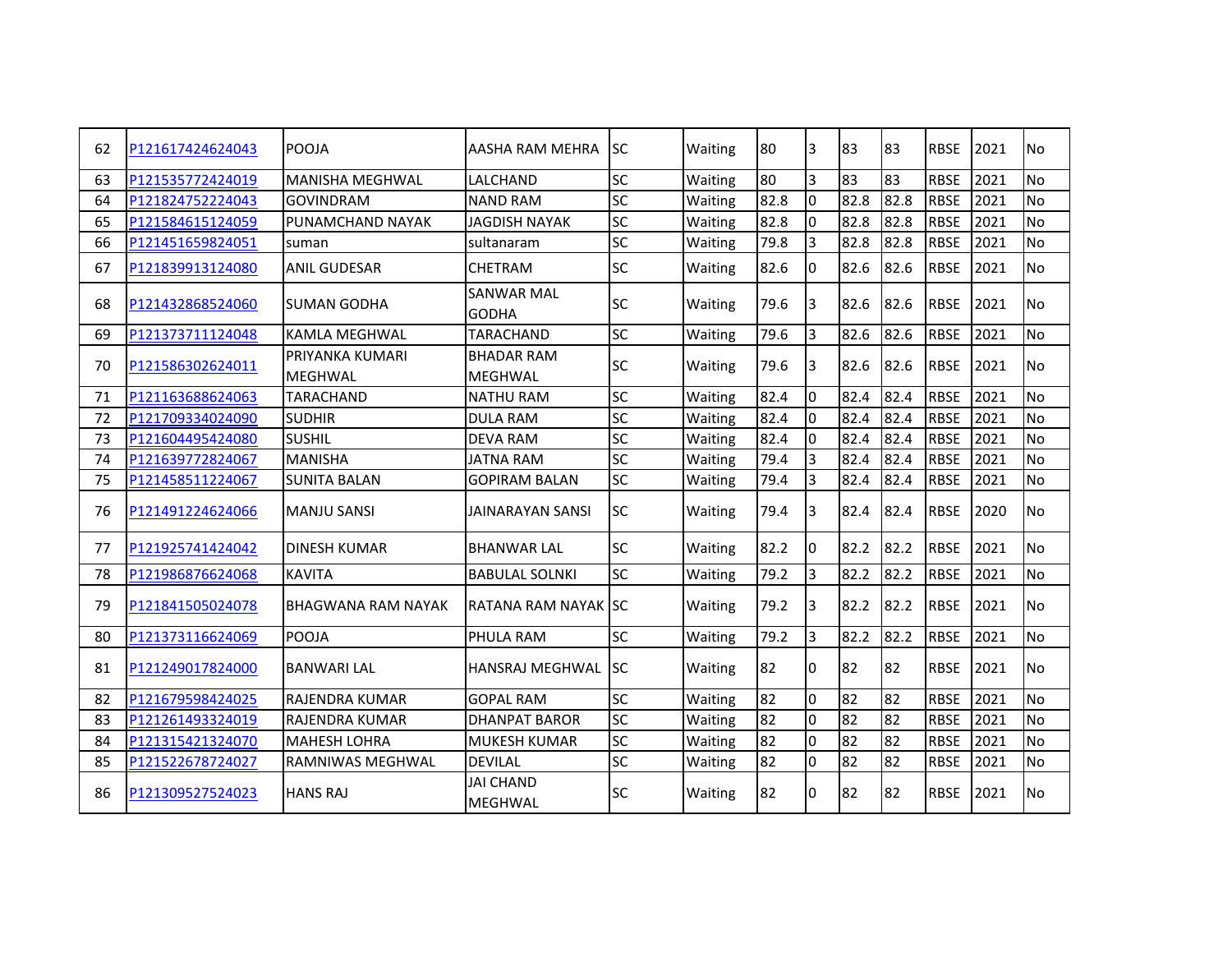| | | | | | | | | | | | | |
|---|---|---|---|---|---|---|---|---|---|---|---|---|
| 62 | P121617424624043 | POOJA | AASHA RAM MEHRA | SC | Waiting | 80 | 3 | 83 | 83 | RBSE | 2021 | No |
| 63 | P121535772424019 | MANISHA MEGHWAL | LALCHAND | SC | Waiting | 80 | 3 | 83 | 83 | RBSE | 2021 | No |
| 64 | P121824752224043 | GOVINDRAM | NAND RAM | SC | Waiting | 82.8 | 0 | 82.8 | 82.8 | RBSE | 2021 | No |
| 65 | P121584615124059 | PUNAMCHAND NAYAK | JAGDISH NAYAK | SC | Waiting | 82.8 | 0 | 82.8 | 82.8 | RBSE | 2021 | No |
| 66 | P121451659824051 | suman | sultanaram | SC | Waiting | 79.8 | 3 | 82.8 | 82.8 | RBSE | 2021 | No |
| 67 | P121839913124080 | ANIL GUDESAR | CHETRAM | SC | Waiting | 82.6 | 0 | 82.6 | 82.6 | RBSE | 2021 | No |
| 68 | P121432868524060 | SUMAN GODHA | SANWAR MAL GODHA | SC | Waiting | 79.6 | 3 | 82.6 | 82.6 | RBSE | 2021 | No |
| 69 | P121373711124048 | KAMLA MEGHWAL | TARACHAND | SC | Waiting | 79.6 | 3 | 82.6 | 82.6 | RBSE | 2021 | No |
| 70 | P121586302624011 | PRIYANKA KUMARI MEGHWAL | BHADAR RAM MEGHWAL | SC | Waiting | 79.6 | 3 | 82.6 | 82.6 | RBSE | 2021 | No |
| 71 | P121163688624063 | TARACHAND | NATHU RAM | SC | Waiting | 82.4 | 0 | 82.4 | 82.4 | RBSE | 2021 | No |
| 72 | P121709334024090 | SUDHIR | DULA RAM | SC | Waiting | 82.4 | 0 | 82.4 | 82.4 | RBSE | 2021 | No |
| 73 | P121604495424080 | SUSHIL | DEVA RAM | SC | Waiting | 82.4 | 0 | 82.4 | 82.4 | RBSE | 2021 | No |
| 74 | P121639772824067 | MANISHA | JATNA RAM | SC | Waiting | 79.4 | 3 | 82.4 | 82.4 | RBSE | 2021 | No |
| 75 | P121458511224067 | SUNITA BALAN | GOPIRAM BALAN | SC | Waiting | 79.4 | 3 | 82.4 | 82.4 | RBSE | 2021 | No |
| 76 | P121491224624066 | MANJU SANSI | JAINARAYAN SANSI | SC | Waiting | 79.4 | 3 | 82.4 | 82.4 | RBSE | 2020 | No |
| 77 | P121925741424042 | DINESH KUMAR | BHANWAR LAL | SC | Waiting | 82.2 | 0 | 82.2 | 82.2 | RBSE | 2021 | No |
| 78 | P121986876624068 | KAVITA | BABULAL SOLNKI | SC | Waiting | 79.2 | 3 | 82.2 | 82.2 | RBSE | 2021 | No |
| 79 | P121841505024078 | BHAGWANA RAM NAYAK | RATANA RAM NAYAK | SC | Waiting | 79.2 | 3 | 82.2 | 82.2 | RBSE | 2021 | No |
| 80 | P121373116624069 | POOJA | PHULA RAM | SC | Waiting | 79.2 | 3 | 82.2 | 82.2 | RBSE | 2021 | No |
| 81 | P121249017824000 | BANWARI LAL | HANSRAJ MEGHWAL | SC | Waiting | 82 | 0 | 82 | 82 | RBSE | 2021 | No |
| 82 | P121679598424025 | RAJENDRA KUMAR | GOPAL RAM | SC | Waiting | 82 | 0 | 82 | 82 | RBSE | 2021 | No |
| 83 | P121261493324019 | RAJENDRA KUMAR | DHANPAT BAROR | SC | Waiting | 82 | 0 | 82 | 82 | RBSE | 2021 | No |
| 84 | P121315421324070 | MAHESH LOHRA | MUKESH KUMAR | SC | Waiting | 82 | 0 | 82 | 82 | RBSE | 2021 | No |
| 85 | P121522678724027 | RAMNIWAS MEGHWAL | DEVILAL | SC | Waiting | 82 | 0 | 82 | 82 | RBSE | 2021 | No |
| 86 | P121309527524023 | HANS RAJ | JAI CHAND MEGHWAL | SC | Waiting | 82 | 0 | 82 | 82 | RBSE | 2021 | No |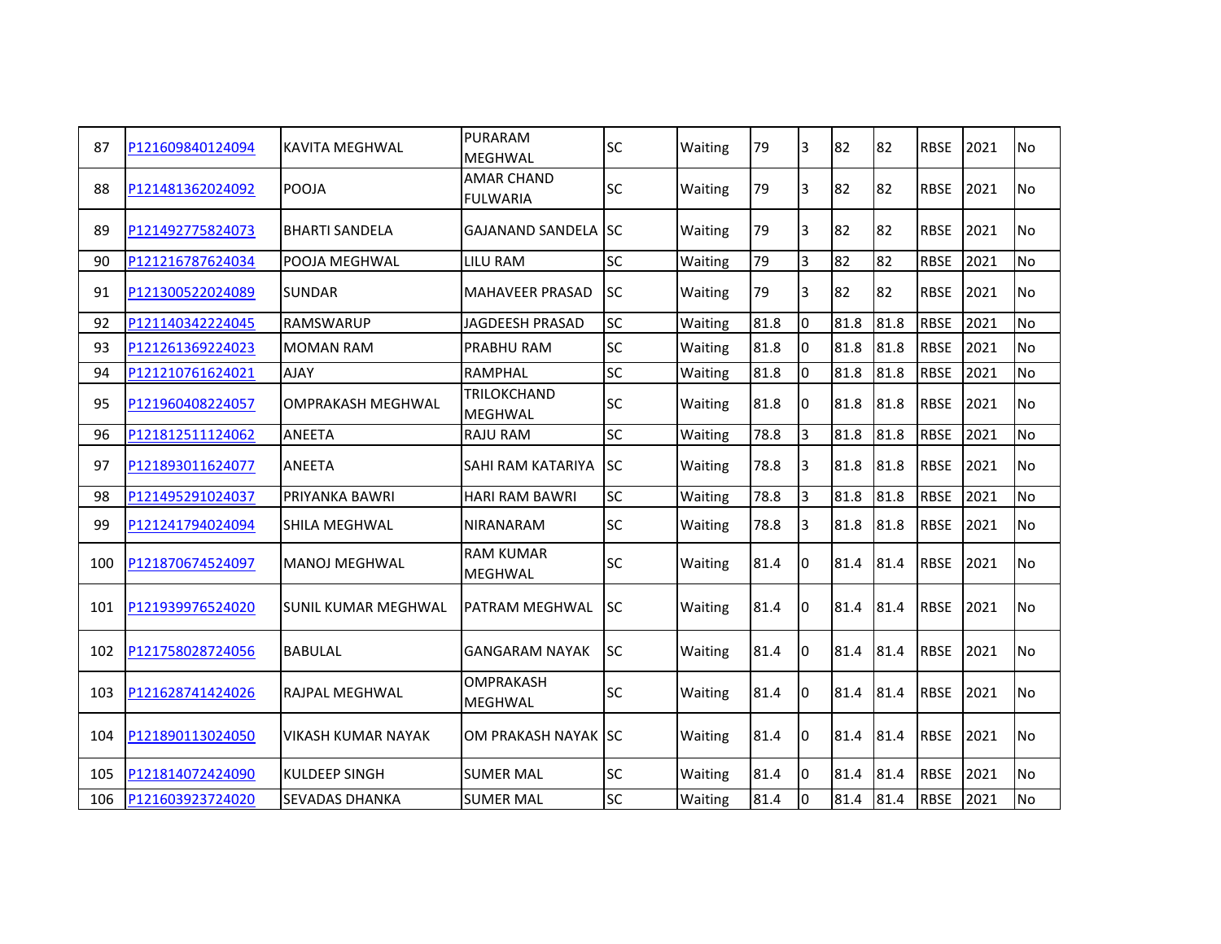| | | | | | | | | | | | | |
|---|---|---|---|---|---|---|---|---|---|---|---|---|
| 87 | P121609840124094 | KAVITA MEGHWAL | PURARAM MEGHWAL | SC | Waiting | 79 | 3 | 82 | 82 | RBSE | 2021 | No |
| 88 | P121481362024092 | POOJA | AMAR CHAND FULWARIA | SC | Waiting | 79 | 3 | 82 | 82 | RBSE | 2021 | No |
| 89 | P121492775824073 | BHARTI SANDELA | GAJANAND SANDELA | SC | Waiting | 79 | 3 | 82 | 82 | RBSE | 2021 | No |
| 90 | P121216787624034 | POOJA MEGHWAL | LILU RAM | SC | Waiting | 79 | 3 | 82 | 82 | RBSE | 2021 | No |
| 91 | P121300522024089 | SUNDAR | MAHAVEER PRASAD | SC | Waiting | 79 | 3 | 82 | 82 | RBSE | 2021 | No |
| 92 | P121140342224045 | RAMSWARUP | JAGDEESH PRASAD | SC | Waiting | 81.8 | 0 | 81.8 | 81.8 | RBSE | 2021 | No |
| 93 | P121261369224023 | MOMAN RAM | PRABHU RAM | SC | Waiting | 81.8 | 0 | 81.8 | 81.8 | RBSE | 2021 | No |
| 94 | P121210761624021 | AJAY | RAMPHAL | SC | Waiting | 81.8 | 0 | 81.8 | 81.8 | RBSE | 2021 | No |
| 95 | P121960408224057 | OMPRAKASH MEGHWAL | TRILOKCHAND MEGHWAL | SC | Waiting | 81.8 | 0 | 81.8 | 81.8 | RBSE | 2021 | No |
| 96 | P121812511124062 | ANEETA | RAJU RAM | SC | Waiting | 78.8 | 3 | 81.8 | 81.8 | RBSE | 2021 | No |
| 97 | P121893011624077 | ANEETA | SAHI RAM KATARIYA | SC | Waiting | 78.8 | 3 | 81.8 | 81.8 | RBSE | 2021 | No |
| 98 | P121495291024037 | PRIYANKA BAWRI | HARI RAM BAWRI | SC | Waiting | 78.8 | 3 | 81.8 | 81.8 | RBSE | 2021 | No |
| 99 | P121241794024094 | SHILA MEGHWAL | NIRANARAM | SC | Waiting | 78.8 | 3 | 81.8 | 81.8 | RBSE | 2021 | No |
| 100 | P121870674524097 | MANOJ MEGHWAL | RAM KUMAR MEGHWAL | SC | Waiting | 81.4 | 0 | 81.4 | 81.4 | RBSE | 2021 | No |
| 101 | P121939976524020 | SUNIL KUMAR MEGHWAL | PATRAM MEGHWAL | SC | Waiting | 81.4 | 0 | 81.4 | 81.4 | RBSE | 2021 | No |
| 102 | P121758028724056 | BABULAL | GANGARAM NAYAK | SC | Waiting | 81.4 | 0 | 81.4 | 81.4 | RBSE | 2021 | No |
| 103 | P121628741424026 | RAJPAL MEGHWAL | OMPRAKASH MEGHWAL | SC | Waiting | 81.4 | 0 | 81.4 | 81.4 | RBSE | 2021 | No |
| 104 | P121890113024050 | VIKASH KUMAR NAYAK | OM PRAKASH NAYAK | SC | Waiting | 81.4 | 0 | 81.4 | 81.4 | RBSE | 2021 | No |
| 105 | P121814072424090 | KULDEEP SINGH | SUMER MAL | SC | Waiting | 81.4 | 0 | 81.4 | 81.4 | RBSE | 2021 | No |
| 106 | P121603923724020 | SEVADAS DHANKA | SUMER MAL | SC | Waiting | 81.4 | 0 | 81.4 | 81.4 | RBSE | 2021 | No |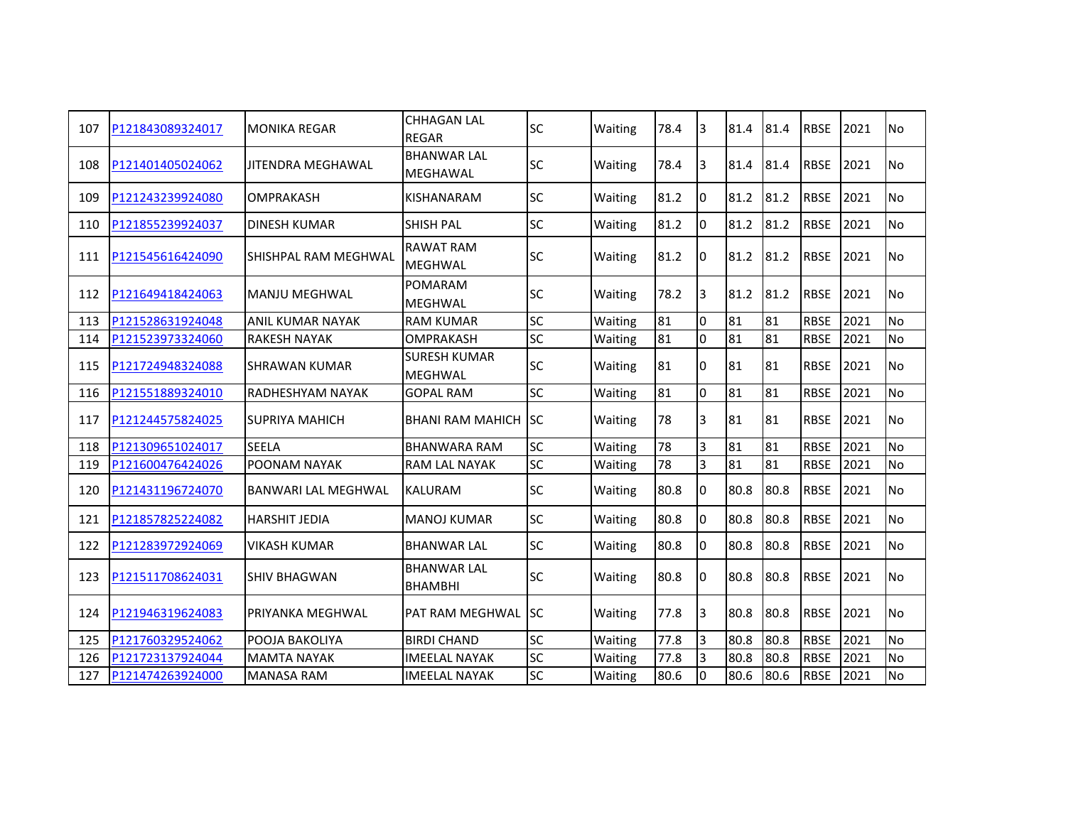| 107 | P121843089324017 | MONIKA REGAR | CHHAGAN LAL REGAR | SC | Waiting | 78.4 | 3 | 81.4 | 81.4 | RBSE | 2021 | No |
|---|---|---|---|---|---|---|---|---|---|---|---|---|
| 108 | P121401405024062 | JITENDRA MEGHAWAL | BHANWAR LAL MEGHAWAL | SC | Waiting | 78.4 | 3 | 81.4 | 81.4 | RBSE | 2021 | No |
| 109 | P121243239924080 | OMPRAKASH | KISHANARAM | SC | Waiting | 81.2 | 0 | 81.2 | 81.2 | RBSE | 2021 | No |
| 110 | P121855239924037 | DINESH KUMAR | SHISH PAL | SC | Waiting | 81.2 | 0 | 81.2 | 81.2 | RBSE | 2021 | No |
| 111 | P121545616424090 | SHISHPAL RAM MEGHWAL | RAWAT RAM MEGHWAL | SC | Waiting | 81.2 | 0 | 81.2 | 81.2 | RBSE | 2021 | No |
| 112 | P121649418424063 | MANJU MEGHWAL | POMARAM MEGHWAL | SC | Waiting | 78.2 | 3 | 81.2 | 81.2 | RBSE | 2021 | No |
| 113 | P121528631924048 | ANIL KUMAR NAYAK | RAM KUMAR | SC | Waiting | 81 | 0 | 81 | 81 | RBSE | 2021 | No |
| 114 | P121523973324060 | RAKESH NAYAK | OMPRAKASH | SC | Waiting | 81 | 0 | 81 | 81 | RBSE | 2021 | No |
| 115 | P121724948324088 | SHRAWAN KUMAR | SURESH KUMAR MEGHWAL | SC | Waiting | 81 | 0 | 81 | 81 | RBSE | 2021 | No |
| 116 | P121551889324010 | RADHESHYAM NAYAK | GOPAL RAM | SC | Waiting | 81 | 0 | 81 | 81 | RBSE | 2021 | No |
| 117 | P121244575824025 | SUPRIYA MAHICH | BHANI RAM MAHICH | SC | Waiting | 78 | 3 | 81 | 81 | RBSE | 2021 | No |
| 118 | P121309651024017 | SEELA | BHANWARA RAM | SC | Waiting | 78 | 3 | 81 | 81 | RBSE | 2021 | No |
| 119 | P121600476424026 | POONAM NAYAK | RAM LAL NAYAK | SC | Waiting | 78 | 3 | 81 | 81 | RBSE | 2021 | No |
| 120 | P121431196724070 | BANWARI LAL MEGHWAL | KALURAM | SC | Waiting | 80.8 | 0 | 80.8 | 80.8 | RBSE | 2021 | No |
| 121 | P121857825224082 | HARSHIT JEDIA | MANOJ KUMAR | SC | Waiting | 80.8 | 0 | 80.8 | 80.8 | RBSE | 2021 | No |
| 122 | P121283972924069 | VIKASH KUMAR | BHANWAR LAL | SC | Waiting | 80.8 | 0 | 80.8 | 80.8 | RBSE | 2021 | No |
| 123 | P121511708624031 | SHIV BHAGWAN | BHANWAR LAL BHAMBHI | SC | Waiting | 80.8 | 0 | 80.8 | 80.8 | RBSE | 2021 | No |
| 124 | P121946319624083 | PRIYANKA MEGHWAL | PAT RAM MEGHWAL | SC | Waiting | 77.8 | 3 | 80.8 | 80.8 | RBSE | 2021 | No |
| 125 | P121760329524062 | POOJA BAKOLIYA | BIRDI CHAND | SC | Waiting | 77.8 | 3 | 80.8 | 80.8 | RBSE | 2021 | No |
| 126 | P121723137924044 | MAMTA NAYAK | IMEELAL NAYAK | SC | Waiting | 77.8 | 3 | 80.8 | 80.8 | RBSE | 2021 | No |
| 127 | P121474263924000 | MANASA RAM | IMEELAL NAYAK | SC | Waiting | 80.6 | 0 | 80.6 | 80.6 | RBSE | 2021 | No |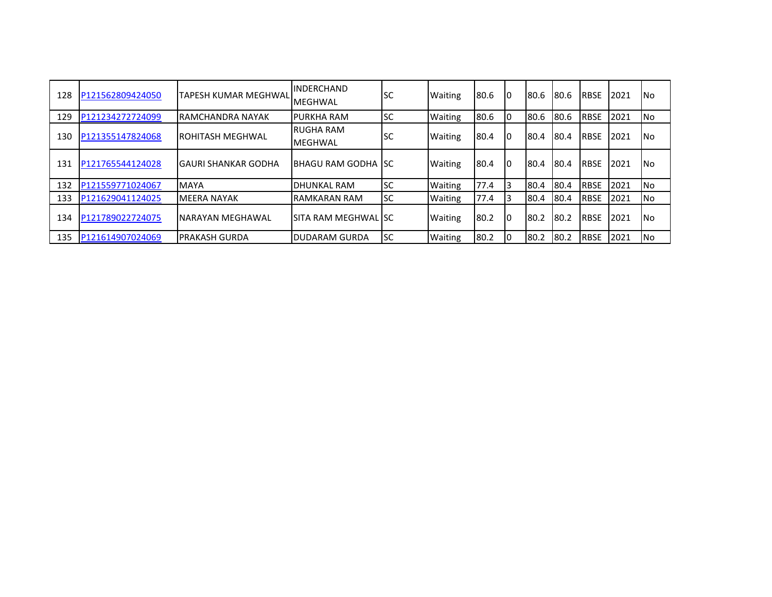| | | | | | | | | | | | | |
|---|---|---|---|---|---|---|---|---|---|---|---|---|
| 128 | P121562809424050 | TAPESH KUMAR MEGHWAL | INDERCHAND MEGHWAL | SC | Waiting | 80.6 | 0 | 80.6 | 80.6 | RBSE | 2021 | No |
| 129 | P121234272724099 | RAMCHANDRA NAYAK | PURKHA RAM | SC | Waiting | 80.6 | 0 | 80.6 | 80.6 | RBSE | 2021 | No |
| 130 | P121355147824068 | ROHITASH MEGHWAL | RUGHA RAM MEGHWAL | SC | Waiting | 80.4 | 0 | 80.4 | 80.4 | RBSE | 2021 | No |
| 131 | P121765544124028 | GAURI SHANKAR GODHA | BHAGU RAM GODHA | SC | Waiting | 80.4 | 0 | 80.4 | 80.4 | RBSE | 2021 | No |
| 132 | P121559771024067 | MAYA | DHUNKAL RAM | SC | Waiting | 77.4 | 3 | 80.4 | 80.4 | RBSE | 2021 | No |
| 133 | P121629041124025 | MEERA NAYAK | RAMKARAN RAM | SC | Waiting | 77.4 | 3 | 80.4 | 80.4 | RBSE | 2021 | No |
| 134 | P121789022724075 | NARAYAN MEGHAWAL | SITA RAM MEGHWAL | SC | Waiting | 80.2 | 0 | 80.2 | 80.2 | RBSE | 2021 | No |
| 135 | P121614907024069 | PRAKASH GURDA | DUDARAM GURDA | SC | Waiting | 80.2 | 0 | 80.2 | 80.2 | RBSE | 2021 | No |